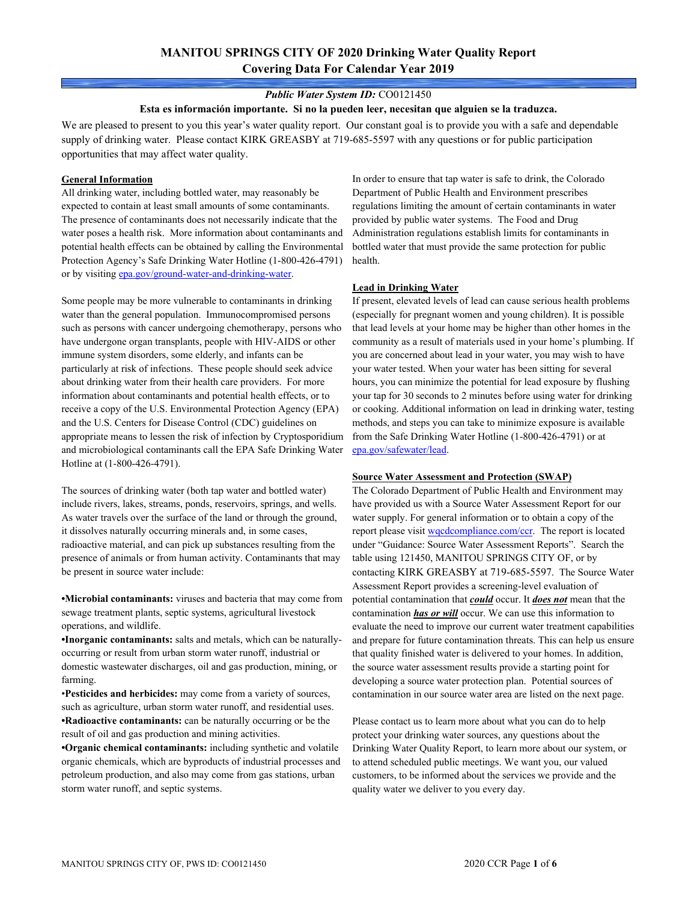# MANITOU SPRINGS CITY OF 2020 Drinking Water Quality Report
## Covering Data For Calendar Year 2019

***Public Water System ID:*** CO0121450

**Esta es información importante. Si no la pueden leer, necesitan que alguien se la traduzca.**

We are pleased to present to you this year's water quality report. Our constant goal is to provide you with a safe and dependable supply of drinking water. Please contact KIRK GREASBY at 719-685-5597 with any questions or for public participation opportunities that may affect water quality.

### General Information

All drinking water, including bottled water, may reasonably be expected to contain at least small amounts of some contaminants. The presence of contaminants does not necessarily indicate that the water poses a health risk. More information about contaminants and potential health effects can be obtained by calling the Environmental Protection Agency's Safe Drinking Water Hotline (1-800-426-4791) or by visiting epa.gov/ground-water-and-drinking-water.

Some people may be more vulnerable to contaminants in drinking water than the general population. Immunocompromised persons such as persons with cancer undergoing chemotherapy, persons who have undergone organ transplants, people with HIV-AIDS or other immune system disorders, some elderly, and infants can be particularly at risk of infections. These people should seek advice about drinking water from their health care providers. For more information about contaminants and potential health effects, or to receive a copy of the U.S. Environmental Protection Agency (EPA) and the U.S. Centers for Disease Control (CDC) guidelines on appropriate means to lessen the risk of infection by Cryptosporidium and microbiological contaminants call the EPA Safe Drinking Water Hotline at (1-800-426-4791).

The sources of drinking water (both tap water and bottled water) include rivers, lakes, streams, ponds, reservoirs, springs, and wells. As water travels over the surface of the land or through the ground, it dissolves naturally occurring minerals and, in some cases, radioactive material, and can pick up substances resulting from the presence of animals or from human activity. Contaminants that may be present in source water include:

- **Microbial contaminants:** viruses and bacteria that may come from sewage treatment plants, septic systems, agricultural livestock operations, and wildlife.
- **Inorganic contaminants:** salts and metals, which can be naturally-occurring or result from urban storm water runoff, industrial or domestic wastewater discharges, oil and gas production, mining, or farming.
- **Pesticides and herbicides:** may come from a variety of sources, such as agriculture, urban storm water runoff, and residential uses.
- **Radioactive contaminants:** can be naturally occurring or be the result of oil and gas production and mining activities.
- **Organic chemical contaminants:** including synthetic and volatile organic chemicals, which are byproducts of industrial processes and petroleum production, and also may come from gas stations, urban storm water runoff, and septic systems.

In order to ensure that tap water is safe to drink, the Colorado Department of Public Health and Environment prescribes regulations limiting the amount of certain contaminants in water provided by public water systems. The Food and Drug Administration regulations establish limits for contaminants in bottled water that must provide the same protection for public health.

### Lead in Drinking Water

If present, elevated levels of lead can cause serious health problems (especially for pregnant women and young children). It is possible that lead levels at your home may be higher than other homes in the community as a result of materials used in your home's plumbing. If you are concerned about lead in your water, you may wish to have your water tested. When your water has been sitting for several hours, you can minimize the potential for lead exposure by flushing your tap for 30 seconds to 2 minutes before using water for drinking or cooking. Additional information on lead in drinking water, testing methods, and steps you can take to minimize exposure is available from the Safe Drinking Water Hotline (1-800-426-4791) or at epa.gov/safewater/lead.

### Source Water Assessment and Protection (SWAP)

The Colorado Department of Public Health and Environment may have provided us with a Source Water Assessment Report for our water supply. For general information or to obtain a copy of the report please visit wqcdcompliance.com/ccr. The report is located under "Guidance: Source Water Assessment Reports". Search the table using 121450, MANITOU SPRINGS CITY OF, or by contacting KIRK GREASBY at 719-685-5597. The Source Water Assessment Report provides a screening-level evaluation of potential contamination that ***could*** occur. It ***does not*** mean that the contamination ***has or will*** occur. We can use this information to evaluate the need to improve our current water treatment capabilities and prepare for future contamination threats. This can help us ensure that quality finished water is delivered to your homes. In addition, the source water assessment results provide a starting point for developing a source water protection plan. Potential sources of contamination in our source water area are listed on the next page.

Please contact us to learn more about what you can do to help protect your drinking water sources, any questions about the Drinking Water Quality Report, to learn more about our system, or to attend scheduled public meetings. We want you, our valued customers, to be informed about the services we provide and the quality water we deliver to you every day.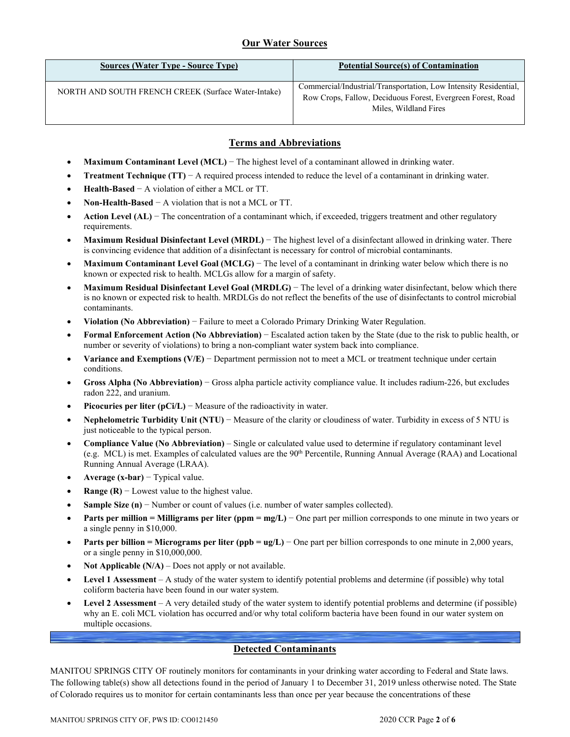## Our Water Sources

| Sources (Water Type - Source Type) | Potential Source(s) of Contamination |
|---|---|
| NORTH AND SOUTH FRENCH CREEK (Surface Water-Intake) | Commercial/Industrial/Transportation, Low Intensity Residential, Row Crops, Fallow, Deciduous Forest, Evergreen Forest, Road Miles, Wildland Fires |

## Terms and Abbreviations

- **Maximum Contaminant Level (MCL)** − The highest level of a contaminant allowed in drinking water.
- **Treatment Technique (TT)** − A required process intended to reduce the level of a contaminant in drinking water.
- **Health-Based** − A violation of either a MCL or TT.
- **Non-Health-Based** − A violation that is not a MCL or TT.
- **Action Level (AL)** − The concentration of a contaminant which, if exceeded, triggers treatment and other regulatory requirements.
- **Maximum Residual Disinfectant Level (MRDL)** − The highest level of a disinfectant allowed in drinking water. There is convincing evidence that addition of a disinfectant is necessary for control of microbial contaminants.
- **Maximum Contaminant Level Goal (MCLG)** − The level of a contaminant in drinking water below which there is no known or expected risk to health. MCLGs allow for a margin of safety.
- **Maximum Residual Disinfectant Level Goal (MRDLG)** − The level of a drinking water disinfectant, below which there is no known or expected risk to health. MRDLGs do not reflect the benefits of the use of disinfectants to control microbial contaminants.
- **Violation (No Abbreviation)** − Failure to meet a Colorado Primary Drinking Water Regulation.
- **Formal Enforcement Action (No Abbreviation)** − Escalated action taken by the State (due to the risk to public health, or number or severity of violations) to bring a non-compliant water system back into compliance.
- **Variance and Exemptions (V/E)** − Department permission not to meet a MCL or treatment technique under certain conditions.
- **Gross Alpha (No Abbreviation)** − Gross alpha particle activity compliance value. It includes radium-226, but excludes radon 222, and uranium.
- **Picocuries per liter (pCi/L)** − Measure of the radioactivity in water.
- **Nephelometric Turbidity Unit (NTU)** − Measure of the clarity or cloudiness of water. Turbidity in excess of 5 NTU is just noticeable to the typical person.
- **Compliance Value (No Abbreviation)** – Single or calculated value used to determine if regulatory contaminant level (e.g. MCL) is met. Examples of calculated values are the 90th Percentile, Running Annual Average (RAA) and Locational Running Annual Average (LRAA).
- **Average (x-bar)** − Typical value.
- **Range (R)** − Lowest value to the highest value.
- **Sample Size (n)** − Number or count of values (i.e. number of water samples collected).
- **Parts per million = Milligrams per liter (ppm = mg/L)** − One part per million corresponds to one minute in two years or a single penny in $10,000.
- **Parts per billion = Micrograms per liter (ppb = ug/L)** − One part per billion corresponds to one minute in 2,000 years, or a single penny in $10,000,000.
- **Not Applicable (N/A)** – Does not apply or not available.
- **Level 1 Assessment** – A study of the water system to identify potential problems and determine (if possible) why total coliform bacteria have been found in our water system.
- **Level 2 Assessment** – A very detailed study of the water system to identify potential problems and determine (if possible) why an E. coli MCL violation has occurred and/or why total coliform bacteria have been found in our water system on multiple occasions.

## Detected Contaminants

MANITOU SPRINGS CITY OF routinely monitors for contaminants in your drinking water according to Federal and State laws. The following table(s) show all detections found in the period of January 1 to December 31, 2019 unless otherwise noted. The State of Colorado requires us to monitor for certain contaminants less than once per year because the concentrations of these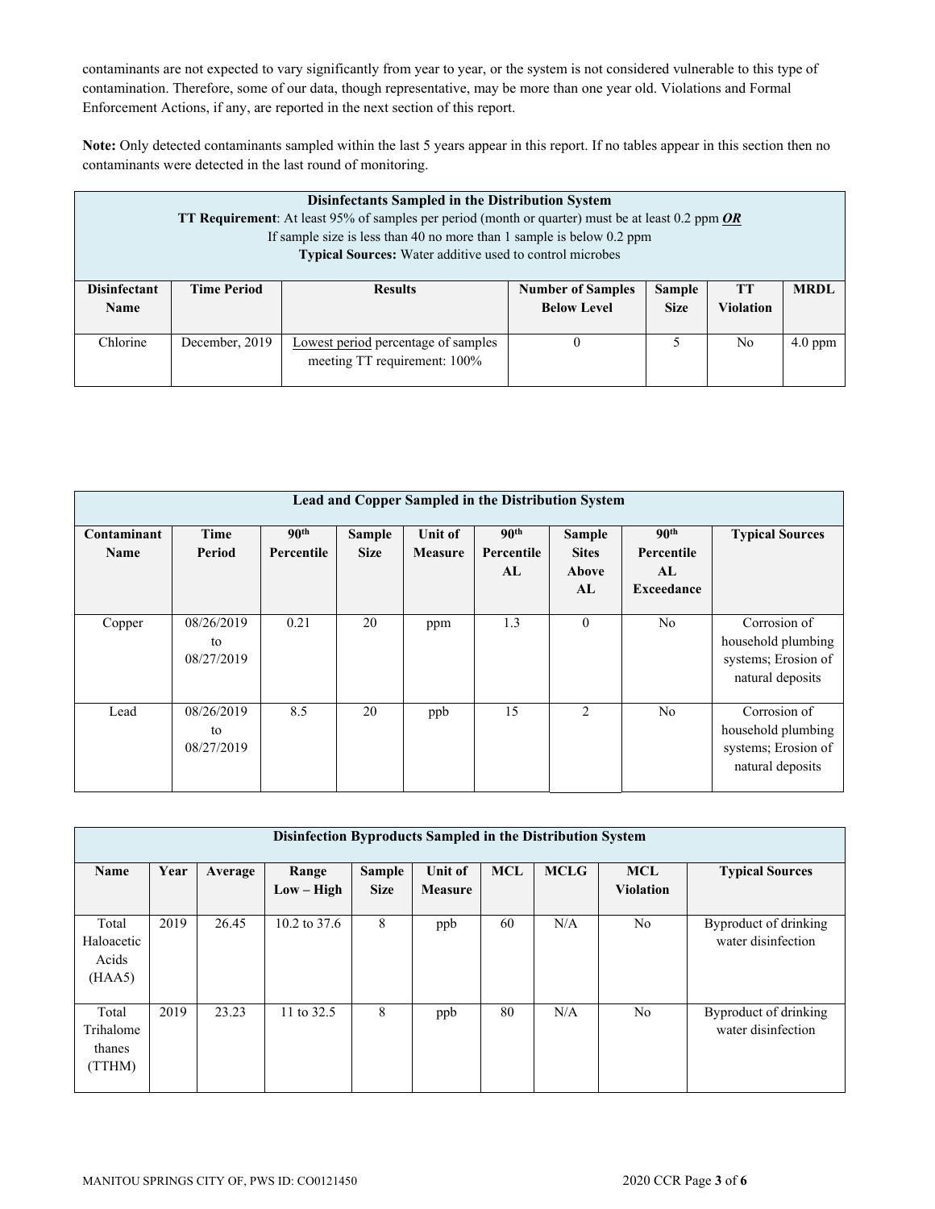contaminants are not expected to vary significantly from year to year, or the system is not considered vulnerable to this type of contamination. Therefore, some of our data, though representative, may be more than one year old. Violations and Formal Enforcement Actions, if any, are reported in the next section of this report.

**Note:** Only detected contaminants sampled within the last 5 years appear in this report. If no tables appear in this section then no contaminants were detected in the last round of monitoring.

| **Disinfectants Sampled in the Distribution System**<br>**TT Requirement**: At least 95% of samples per period (month or quarter) must be at least 0.2 ppm ***OR***<br>If sample size is less than 40 no more than 1 sample is below 0.2 ppm<br>**Typical Sources:** Water additive used to control microbes | | | | | | |
|---|---|---|---|---|---|---|
| **Disinfectant Name** | **Time Period** | **Results** | **Number of Samples Below Level** | **Sample Size** | **TT Violation** | **MRDL** |
| Chlorine | December, 2019 | Lowest period percentage of samples meeting TT requirement: 100% | 0 | 5 | No | 4.0 ppm |

| **Lead and Copper Sampled in the Distribution System** | | | | | | | | |
|---|---|---|---|---|---|---|---|---|
| **Contaminant Name** | **Time Period** | **90th Percentile** | **Sample Size** | **Unit of Measure** | **90th Percentile AL** | **Sample Sites Above AL** | **90th Percentile AL Exceedance** | **Typical Sources** |
| Copper | 08/26/2019 to 08/27/2019 | 0.21 | 20 | ppm | 1.3 | 0 | No | Corrosion of household plumbing systems; Erosion of natural deposits |
| Lead | 08/26/2019 to 08/27/2019 | 8.5 | 20 | ppb | 15 | 2 | No | Corrosion of household plumbing systems; Erosion of natural deposits |

| **Disinfection Byproducts Sampled in the Distribution System** | | | | | | | | | |
|---|---|---|---|---|---|---|---|---|---|
| **Name** | **Year** | **Average** | **Range Low – High** | **Sample Size** | **Unit of Measure** | **MCL** | **MCLG** | **MCL Violation** | **Typical Sources** |
| Total Haloacetic Acids (HAA5) | 2019 | 26.45 | 10.2 to 37.6 | 8 | ppb | 60 | N/A | No | Byproduct of drinking water disinfection |
| Total Trihalomethanes (TTHM) | 2019 | 23.23 | 11 to 32.5 | 8 | ppb | 80 | N/A | No | Byproduct of drinking water disinfection |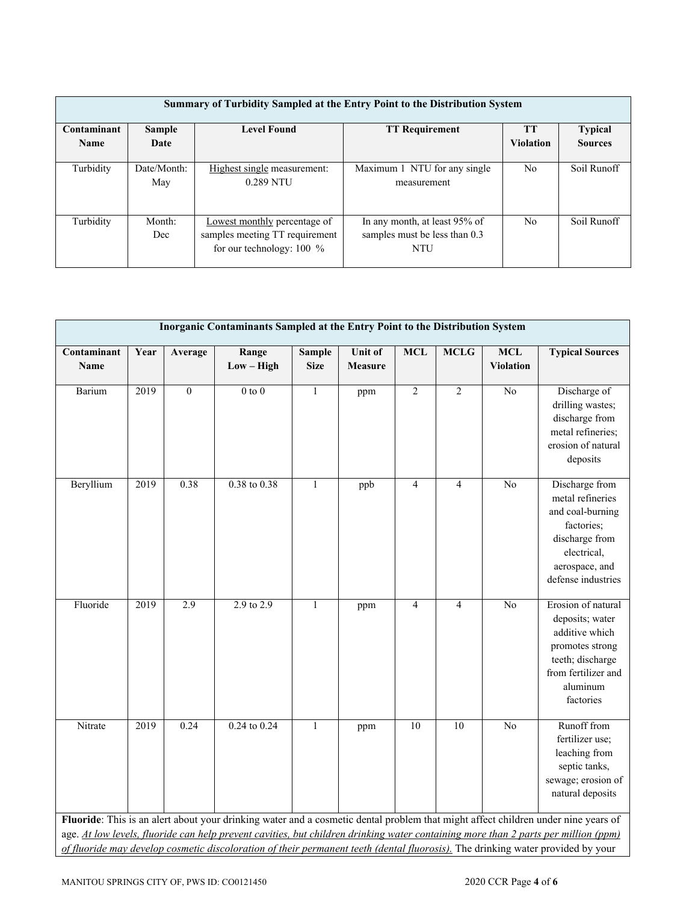| Summary of Turbidity Sampled at the Entry Point to the Distribution System | | | | | |
|---|---|---|---|---|---|
| **Contaminant Name** | **Sample Date** | **Level Found** | **TT Requirement** | **TT Violation** | **Typical Sources** |
| Turbidity | Date/Month: May | Highest single measurement: 0.289 NTU | Maximum 1 NTU for any single measurement | No | Soil Runoff |
| Turbidity | Month: Dec | Lowest monthly percentage of samples meeting TT requirement for our technology: 100 % | In any month, at least 95% of samples must be less than 0.3 NTU | No | Soil Runoff |

| Inorganic Contaminants Sampled at the Entry Point to the Distribution System | | | | | | | | | |
|---|---|---|---|---|---|---|---|---|---|
| **Contaminant Name** | **Year** | **Average** | **Range Low – High** | **Sample Size** | **Unit of Measure** | **MCL** | **MCLG** | **MCL Violation** | **Typical Sources** |
| Barium | 2019 | 0 | 0 to 0 | 1 | ppm | 2 | 2 | No | Discharge of drilling wastes; discharge from metal refineries; erosion of natural deposits |
| Beryllium | 2019 | 0.38 | 0.38 to 0.38 | 1 | ppb | 4 | 4 | No | Discharge from metal refineries and coal-burning factories; discharge from electrical, aerospace, and defense industries |
| Fluoride | 2019 | 2.9 | 2.9 to 2.9 | 1 | ppm | 4 | 4 | No | Erosion of natural deposits; water additive which promotes strong teeth; discharge from fertilizer and aluminum factories |
| Nitrate | 2019 | 0.24 | 0.24 to 0.24 | 1 | ppm | 10 | 10 | No | Runoff from fertilizer use; leaching from septic tanks, sewage; erosion of natural deposits |

**Fluoride**: This is an alert about your drinking water and a cosmetic dental problem that might affect children under nine years of age. *At low levels, fluoride can help prevent cavities, but children drinking water containing more than 2 parts per million (ppm) of fluoride may develop cosmetic discoloration of their permanent teeth (dental fluorosis).* The drinking water provided by your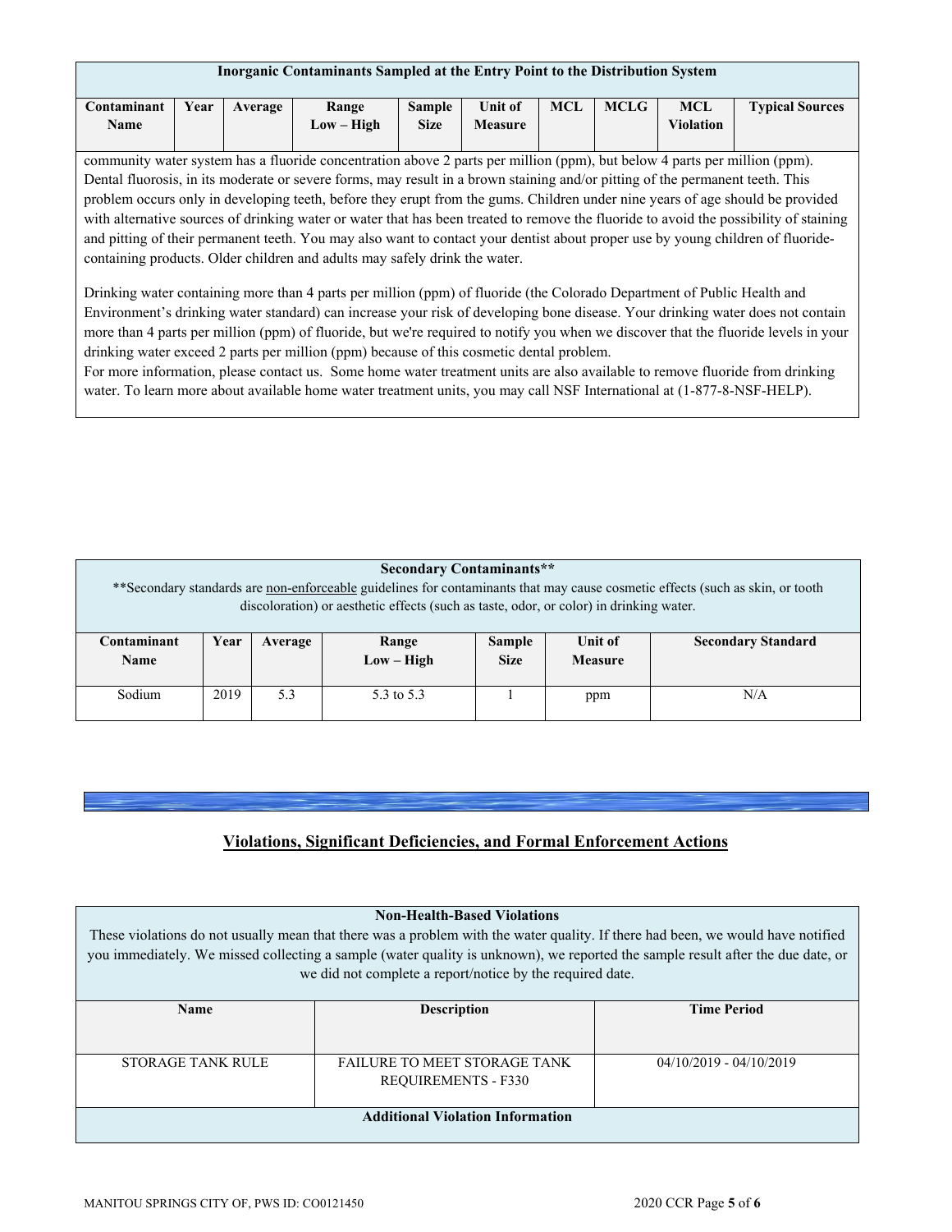| Inorganic Contaminants Sampled at the Entry Point to the Distribution System | | | | | | | | | |
|---|---|---|---|---|---|---|---|---|---|
| Contaminant Name | Year | Average | Range Low – High | Sample Size | Unit of Measure | MCL | MCLG | MCL Violation | Typical Sources |

community water system has a fluoride concentration above 2 parts per million (ppm), but below 4 parts per million (ppm). Dental fluorosis, in its moderate or severe forms, may result in a brown staining and/or pitting of the permanent teeth. This problem occurs only in developing teeth, before they erupt from the gums. Children under nine years of age should be provided with alternative sources of drinking water or water that has been treated to remove the fluoride to avoid the possibility of staining and pitting of their permanent teeth. You may also want to contact your dentist about proper use by young children of fluoride-containing products. Older children and adults may safely drink the water.

Drinking water containing more than 4 parts per million (ppm) of fluoride (the Colorado Department of Public Health and Environment's drinking water standard) can increase your risk of developing bone disease. Your drinking water does not contain more than 4 parts per million (ppm) of fluoride, but we're required to notify you when we discover that the fluoride levels in your drinking water exceed 2 parts per million (ppm) because of this cosmetic dental problem.

For more information, please contact us. Some home water treatment units are also available to remove fluoride from drinking water. To learn more about available home water treatment units, you may call NSF International at (1-877-8-NSF-HELP).

**Secondary Contaminants****

**Secondary standards are non-enforceable guidelines for contaminants that may cause cosmetic effects (such as skin, or tooth discoloration) or aesthetic effects (such as taste, odor, or color) in drinking water.

| Contaminant Name | Year | Average | Range Low – High | Sample Size | Unit of Measure | Secondary Standard |
|---|---|---|---|---|---|---|
| Sodium | 2019 | 5.3 | 5.3 to 5.3 | 1 | ppm | N/A |

## Violations, Significant Deficiencies, and Formal Enforcement Actions

**Non-Health-Based Violations**

These violations do not usually mean that there was a problem with the water quality. If there had been, we would have notified you immediately. We missed collecting a sample (water quality is unknown), we reported the sample result after the due date, or we did not complete a report/notice by the required date.

| Name | Description | Time Period |
|---|---|---|
| STORAGE TANK RULE | FAILURE TO MEET STORAGE TANK REQUIREMENTS - F330 | 04/10/2019 - 04/10/2019 |

**Additional Violation Information**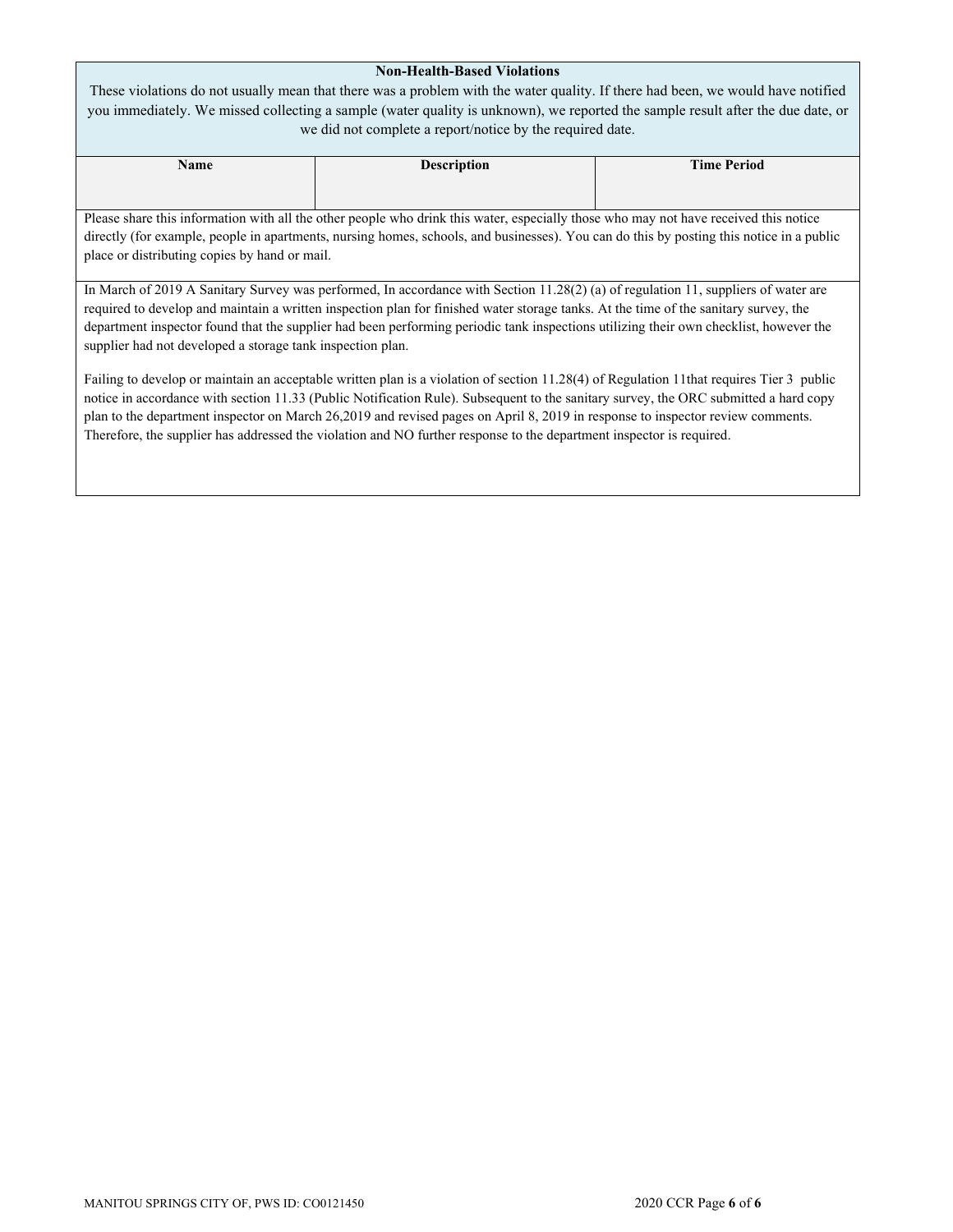## Non-Health-Based Violations

These violations do not usually mean that there was a problem with the water quality. If there had been, we would have notified you immediately. We missed collecting a sample (water quality is unknown), we reported the sample result after the due date, or we did not complete a report/notice by the required date.

| Name | Description | Time Period |
|---|---|---|
| | | |

Please share this information with all the other people who drink this water, especially those who may not have received this notice directly (for example, people in apartments, nursing homes, schools, and businesses). You can do this by posting this notice in a public place or distributing copies by hand or mail.

In March of 2019 A Sanitary Survey was performed, In accordance with Section 11.28(2) (a) of regulation 11, suppliers of water are required to develop and maintain a written inspection plan for finished water storage tanks. At the time of the sanitary survey, the department inspector found that the supplier had been performing periodic tank inspections utilizing their own checklist, however the supplier had not developed a storage tank inspection plan.

Failing to develop or maintain an acceptable written plan is a violation of section 11.28(4) of Regulation 11that requires Tier 3 public notice in accordance with section 11.33 (Public Notification Rule). Subsequent to the sanitary survey, the ORC submitted a hard copy plan to the department inspector on March 26,2019 and revised pages on April 8, 2019 in response to inspector review comments. Therefore, the supplier has addressed the violation and NO further response to the department inspector is required.